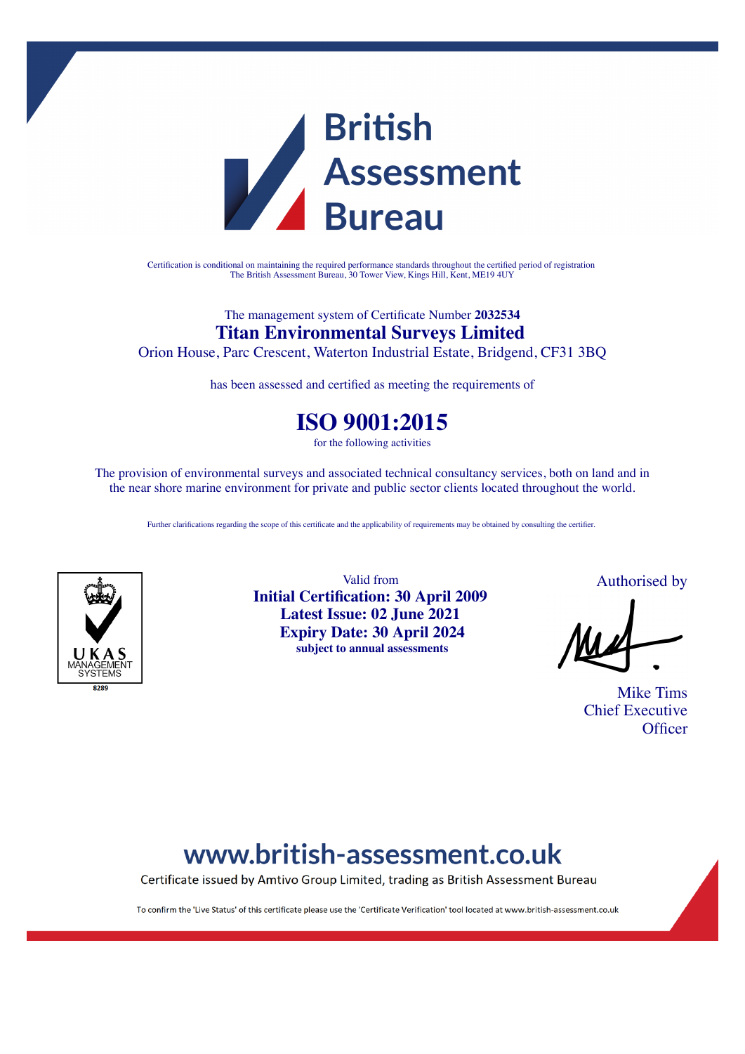# British Assessment Bureau

Certification is conditional on maintaining the required performance standards throughout the certified period of registration
The British Assessment Bureau, 30 Tower View, Kings Hill, Kent, ME19 4UY

The management system of Certificate Number **2032534**

## Titan Environmental Surveys Limited

Orion House, Parc Crescent, Waterton Industrial Estate, Bridgend, CF31 3BQ

has been assessed and certified as meeting the requirements of

# ISO 9001:2015

for the following activities

The provision of environmental surveys and associated technical consultancy services, both on land and in the near shore marine environment for private and public sector clients located throughout the world.

Further clarifications regarding the scope of this certificate and the applicability of requirements may be obtained by consulting the certifier.

UKAS MANAGEMENT SYSTEMS
8289

Valid from
**Initial Certification: 30 April 2009**
**Latest Issue: 02 June 2021**
**Expiry Date: 30 April 2024**
**subject to annual assessments**

Authorised by

Mike Tims
Chief Executive Officer

**www.british-assessment.co.uk**

Certificate issued by Amtivo Group Limited, trading as British Assessment Bureau

To confirm the 'Live Status' of this certificate please use the 'Certificate Verification' tool located at www.british-assessment.co.uk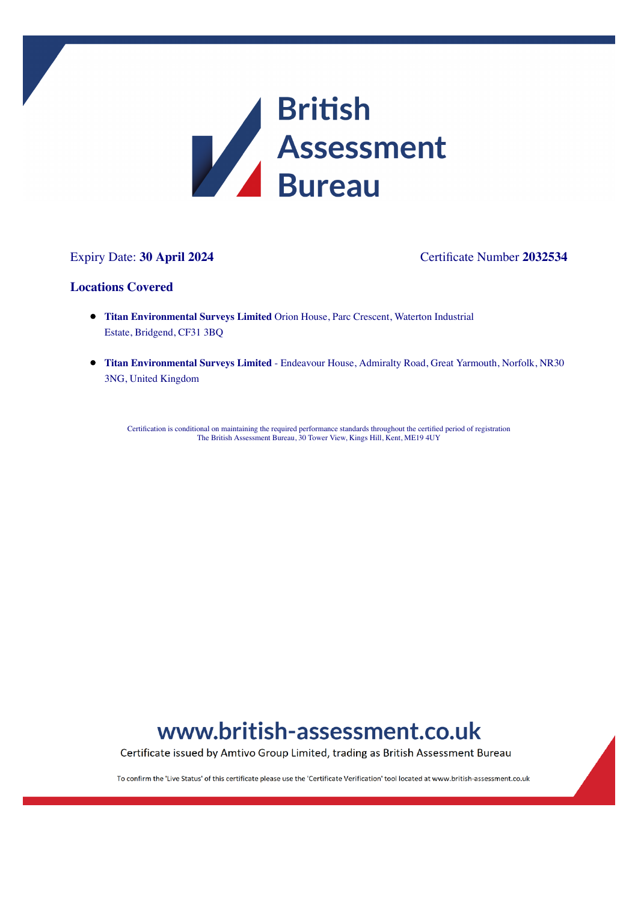# British Assessment Bureau

Expiry Date: **30 April 2024**

Certificate Number **2032534**

## Locations Covered

- **Titan Environmental Surveys Limited** Orion House, Parc Crescent, Waterton Industrial Estate, Bridgend, CF31 3BQ
- **Titan Environmental Surveys Limited** - Endeavour House, Admiralty Road, Great Yarmouth, Norfolk, NR30 3NG, United Kingdom

Certification is conditional on maintaining the required performance standards throughout the certified period of registration
The British Assessment Bureau, 30 Tower View, Kings Hill, Kent, ME19 4UY

**www.british-assessment.co.uk**

Certificate issued by Amtivo Group Limited, trading as British Assessment Bureau

To confirm the 'Live Status' of this certificate please use the 'Certificate Verification' tool located at www.british-assessment.co.uk